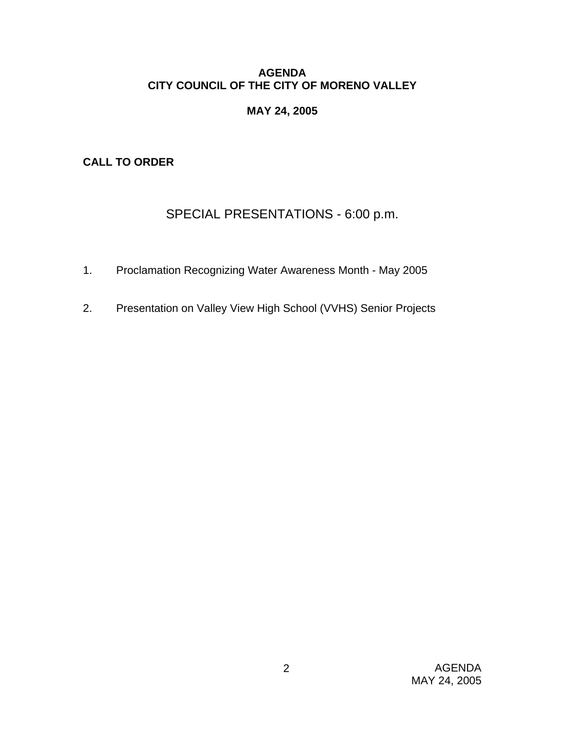# AGENDA
# CITY COUNCIL OF THE CITY OF MORENO VALLEY

**MAY 24, 2005**

**CALL TO ORDER**

## SPECIAL PRESENTATIONS - 6:00 p.m.

1. Proclamation Recognizing Water Awareness Month - May 2005

2. Presentation on Valley View High School (VVHS) Senior Projects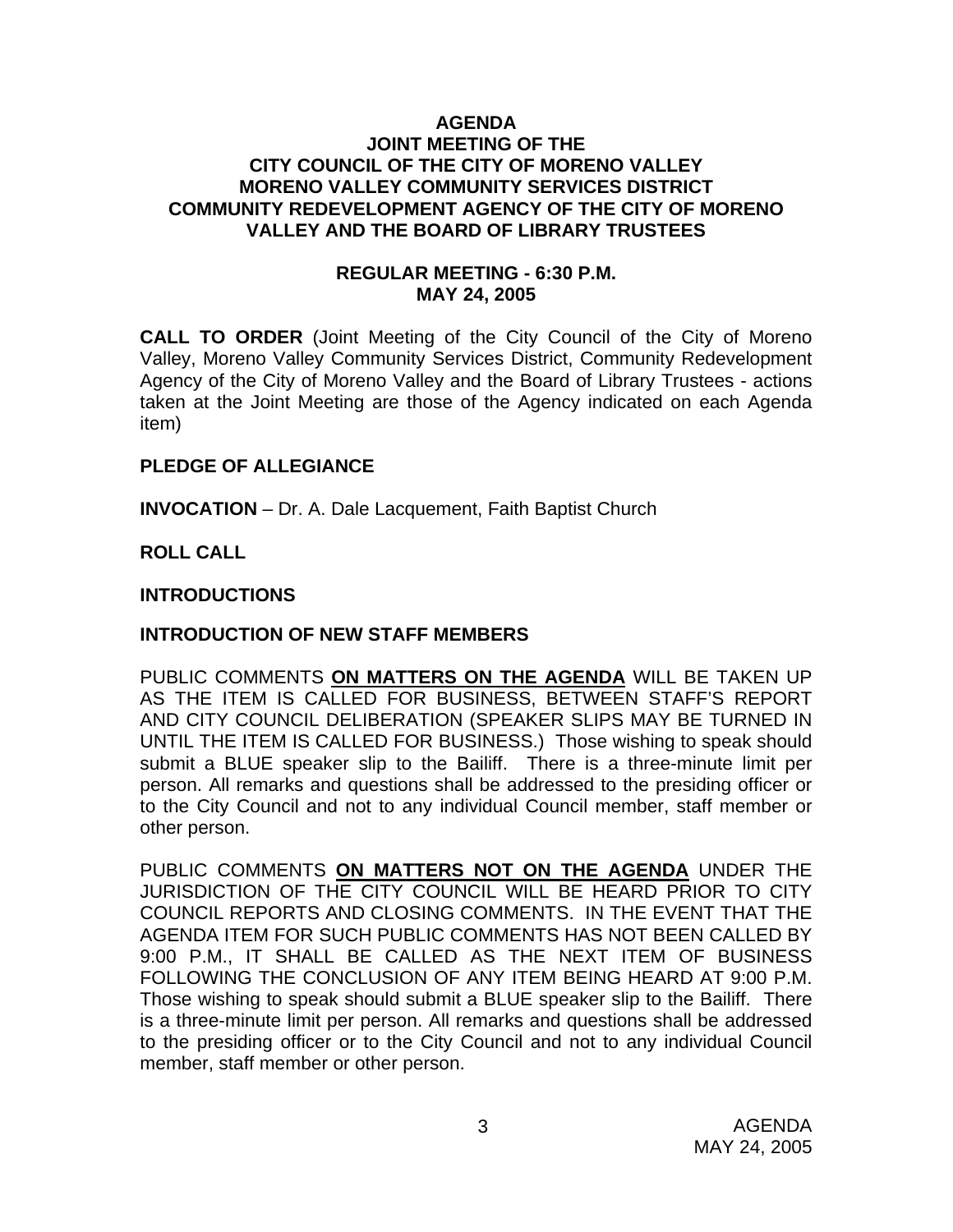# AGENDA
## JOINT MEETING OF THE CITY COUNCIL OF THE CITY OF MORENO VALLEY MORENO VALLEY COMMUNITY SERVICES DISTRICT COMMUNITY REDEVELOPMENT AGENCY OF THE CITY OF MORENO VALLEY AND THE BOARD OF LIBRARY TRUSTEES

### REGULAR MEETING - 6:30 P.M.
### MAY 24, 2005

**CALL TO ORDER** (Joint Meeting of the City Council of the City of Moreno Valley, Moreno Valley Community Services District, Community Redevelopment Agency of the City of Moreno Valley and the Board of Library Trustees - actions taken at the Joint Meeting are those of the Agency indicated on each Agenda item)

**PLEDGE OF ALLEGIANCE**

**INVOCATION** – Dr. A. Dale Lacquement, Faith Baptist Church

**ROLL CALL**

**INTRODUCTIONS**

**INTRODUCTION OF NEW STAFF MEMBERS**

PUBLIC COMMENTS **ON MATTERS ON THE AGENDA** WILL BE TAKEN UP AS THE ITEM IS CALLED FOR BUSINESS, BETWEEN STAFF'S REPORT AND CITY COUNCIL DELIBERATION (SPEAKER SLIPS MAY BE TURNED IN UNTIL THE ITEM IS CALLED FOR BUSINESS.) Those wishing to speak should submit a BLUE speaker slip to the Bailiff. There is a three-minute limit per person. All remarks and questions shall be addressed to the presiding officer or to the City Council and not to any individual Council member, staff member or other person.

PUBLIC COMMENTS **ON MATTERS NOT ON THE AGENDA** UNDER THE JURISDICTION OF THE CITY COUNCIL WILL BE HEARD PRIOR TO CITY COUNCIL REPORTS AND CLOSING COMMENTS. IN THE EVENT THAT THE AGENDA ITEM FOR SUCH PUBLIC COMMENTS HAS NOT BEEN CALLED BY 9:00 P.M., IT SHALL BE CALLED AS THE NEXT ITEM OF BUSINESS FOLLOWING THE CONCLUSION OF ANY ITEM BEING HEARD AT 9:00 P.M. Those wishing to speak should submit a BLUE speaker slip to the Bailiff. There is a three-minute limit per person. All remarks and questions shall be addressed to the presiding officer or to the City Council and not to any individual Council member, staff member or other person.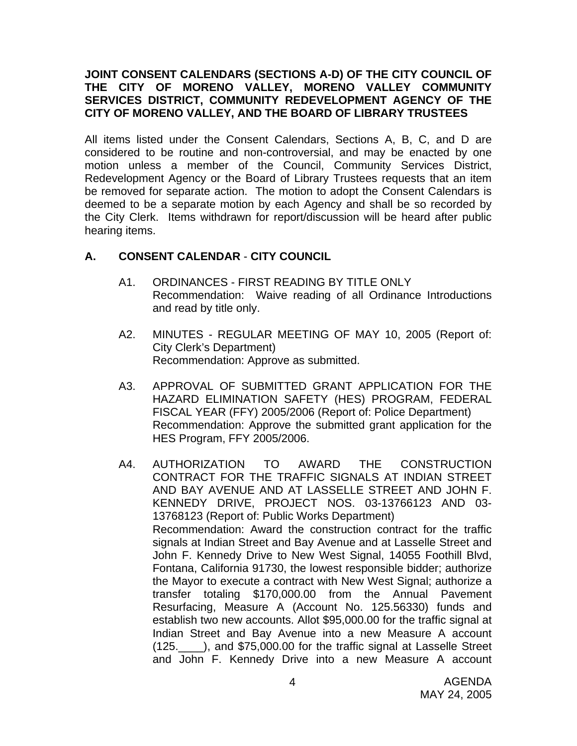**JOINT CONSENT CALENDARS (SECTIONS A-D) OF THE CITY COUNCIL OF THE CITY OF MORENO VALLEY, MORENO VALLEY COMMUNITY SERVICES DISTRICT, COMMUNITY REDEVELOPMENT AGENCY OF THE CITY OF MORENO VALLEY, AND THE BOARD OF LIBRARY TRUSTEES**

All items listed under the Consent Calendars, Sections A, B, C, and D are considered to be routine and non-controversial, and may be enacted by one motion unless a member of the Council, Community Services District, Redevelopment Agency or the Board of Library Trustees requests that an item be removed for separate action. The motion to adopt the Consent Calendars is deemed to be a separate motion by each Agency and shall be so recorded by the City Clerk. Items withdrawn for report/discussion will be heard after public hearing items.

## A. CONSENT CALENDAR - CITY COUNCIL

A1. ORDINANCES - FIRST READING BY TITLE ONLY
Recommendation: Waive reading of all Ordinance Introductions and read by title only.

A2. MINUTES - REGULAR MEETING OF MAY 10, 2005 (Report of: City Clerk's Department)
Recommendation: Approve as submitted.

A3. APPROVAL OF SUBMITTED GRANT APPLICATION FOR THE HAZARD ELIMINATION SAFETY (HES) PROGRAM, FEDERAL FISCAL YEAR (FFY) 2005/2006 (Report of: Police Department)
Recommendation: Approve the submitted grant application for the HES Program, FFY 2005/2006.

A4. AUTHORIZATION TO AWARD THE CONSTRUCTION CONTRACT FOR THE TRAFFIC SIGNALS AT INDIAN STREET AND BAY AVENUE AND AT LASSELLE STREET AND JOHN F. KENNEDY DRIVE, PROJECT NOS. 03-13766123 AND 03-13768123 (Report of: Public Works Department)
Recommendation: Award the construction contract for the traffic signals at Indian Street and Bay Avenue and at Lasselle Street and John F. Kennedy Drive to New West Signal, 14055 Foothill Blvd, Fontana, California 91730, the lowest responsible bidder; authorize the Mayor to execute a contract with New West Signal; authorize a transfer totaling $170,000.00 from the Annual Pavement Resurfacing, Measure A (Account No. 125.56330) funds and establish two new accounts. Allot $95,000.00 for the traffic signal at Indian Street and Bay Avenue into a new Measure A account (125.____), and $75,000.00 for the traffic signal at Lasselle Street and John F. Kennedy Drive into a new Measure A account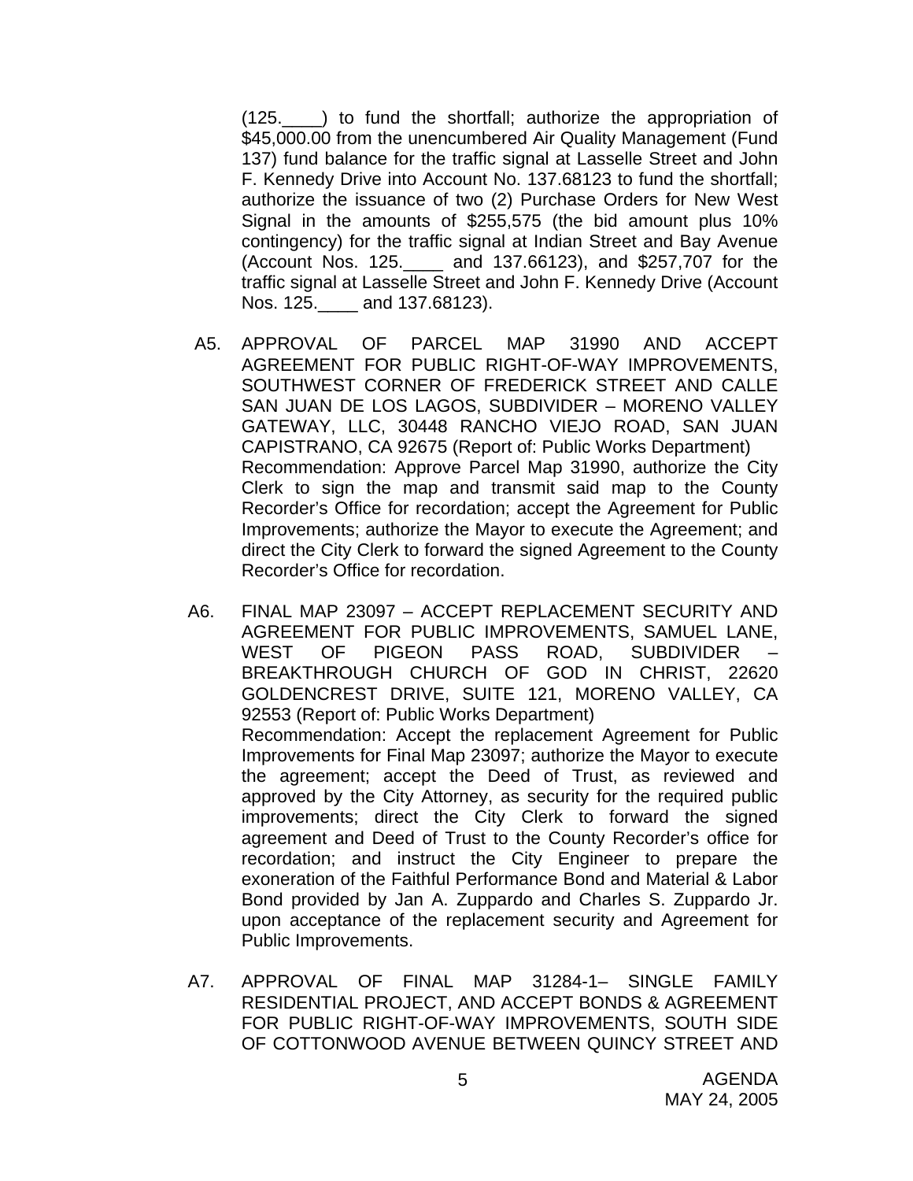(125.____) to fund the shortfall; authorize the appropriation of $45,000.00 from the unencumbered Air Quality Management (Fund 137) fund balance for the traffic signal at Lasselle Street and John F. Kennedy Drive into Account No. 137.68123 to fund the shortfall; authorize the issuance of two (2) Purchase Orders for New West Signal in the amounts of $255,575 (the bid amount plus 10% contingency) for the traffic signal at Indian Street and Bay Avenue (Account Nos. 125.____ and 137.66123), and $257,707 for the traffic signal at Lasselle Street and John F. Kennedy Drive (Account Nos. 125.____ and 137.68123).

A5. APPROVAL OF PARCEL MAP 31990 AND ACCEPT AGREEMENT FOR PUBLIC RIGHT-OF-WAY IMPROVEMENTS, SOUTHWEST CORNER OF FREDERICK STREET AND CALLE SAN JUAN DE LOS LAGOS, SUBDIVIDER – MORENO VALLEY GATEWAY, LLC, 30448 RANCHO VIEJO ROAD, SAN JUAN CAPISTRANO, CA 92675 (Report of: Public Works Department)
Recommendation: Approve Parcel Map 31990, authorize the City Clerk to sign the map and transmit said map to the County Recorder's Office for recordation; accept the Agreement for Public Improvements; authorize the Mayor to execute the Agreement; and direct the City Clerk to forward the signed Agreement to the County Recorder's Office for recordation.

A6. FINAL MAP 23097 – ACCEPT REPLACEMENT SECURITY AND AGREEMENT FOR PUBLIC IMPROVEMENTS, SAMUEL LANE, WEST OF PIGEON PASS ROAD, SUBDIVIDER – BREAKTHROUGH CHURCH OF GOD IN CHRIST, 22620 GOLDENCREST DRIVE, SUITE 121, MORENO VALLEY, CA 92553 (Report of: Public Works Department)
Recommendation: Accept the replacement Agreement for Public Improvements for Final Map 23097; authorize the Mayor to execute the agreement; accept the Deed of Trust, as reviewed and approved by the City Attorney, as security for the required public improvements; direct the City Clerk to forward the signed agreement and Deed of Trust to the County Recorder's office for recordation; and instruct the City Engineer to prepare the exoneration of the Faithful Performance Bond and Material & Labor Bond provided by Jan A. Zuppardo and Charles S. Zuppardo Jr. upon acceptance of the replacement security and Agreement for Public Improvements.

A7. APPROVAL OF FINAL MAP 31284-1– SINGLE FAMILY RESIDENTIAL PROJECT, AND ACCEPT BONDS & AGREEMENT FOR PUBLIC RIGHT-OF-WAY IMPROVEMENTS, SOUTH SIDE OF COTTONWOOD AVENUE BETWEEN QUINCY STREET AND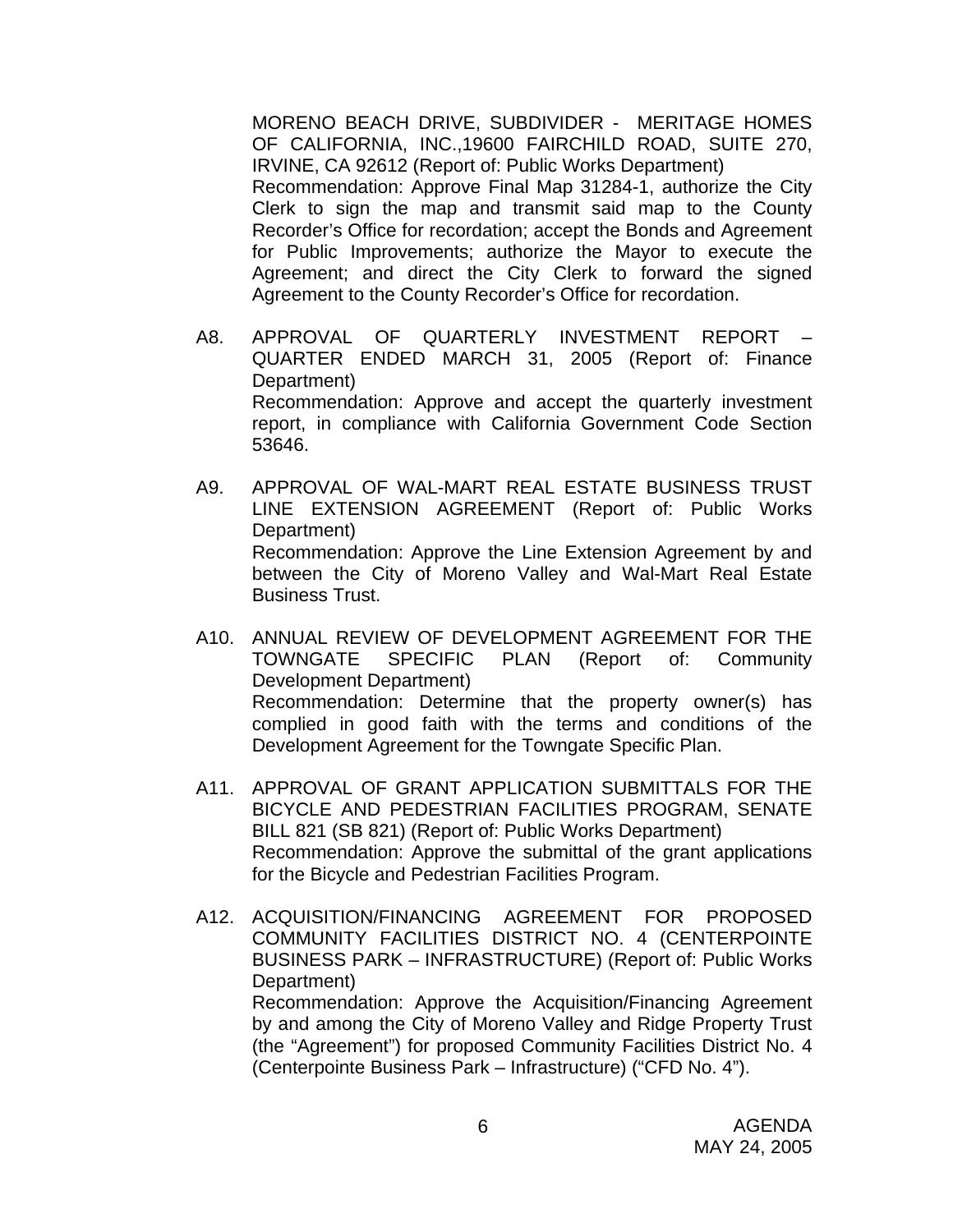MORENO BEACH DRIVE, SUBDIVIDER - MERITAGE HOMES OF CALIFORNIA, INC.,19600 FAIRCHILD ROAD, SUITE 270, IRVINE, CA 92612 (Report of: Public Works Department)
Recommendation: Approve Final Map 31284-1, authorize the City Clerk to sign the map and transmit said map to the County Recorder's Office for recordation; accept the Bonds and Agreement for Public Improvements; authorize the Mayor to execute the Agreement; and direct the City Clerk to forward the signed Agreement to the County Recorder's Office for recordation.

A8. APPROVAL OF QUARTERLY INVESTMENT REPORT – QUARTER ENDED MARCH 31, 2005 (Report of: Finance Department)
Recommendation: Approve and accept the quarterly investment report, in compliance with California Government Code Section 53646.

A9. APPROVAL OF WAL-MART REAL ESTATE BUSINESS TRUST LINE EXTENSION AGREEMENT (Report of: Public Works Department)
Recommendation: Approve the Line Extension Agreement by and between the City of Moreno Valley and Wal-Mart Real Estate Business Trust.

A10. ANNUAL REVIEW OF DEVELOPMENT AGREEMENT FOR THE TOWNGATE SPECIFIC PLAN (Report of: Community Development Department)
Recommendation: Determine that the property owner(s) has complied in good faith with the terms and conditions of the Development Agreement for the Towngate Specific Plan.

A11. APPROVAL OF GRANT APPLICATION SUBMITTALS FOR THE BICYCLE AND PEDESTRIAN FACILITIES PROGRAM, SENATE BILL 821 (SB 821) (Report of: Public Works Department)
Recommendation: Approve the submittal of the grant applications for the Bicycle and Pedestrian Facilities Program.

A12. ACQUISITION/FINANCING AGREEMENT FOR PROPOSED COMMUNITY FACILITIES DISTRICT NO. 4 (CENTERPOINTE BUSINESS PARK – INFRASTRUCTURE) (Report of: Public Works Department)
Recommendation: Approve the Acquisition/Financing Agreement by and among the City of Moreno Valley and Ridge Property Trust (the "Agreement") for proposed Community Facilities District No. 4 (Centerpointe Business Park – Infrastructure) ("CFD No. 4").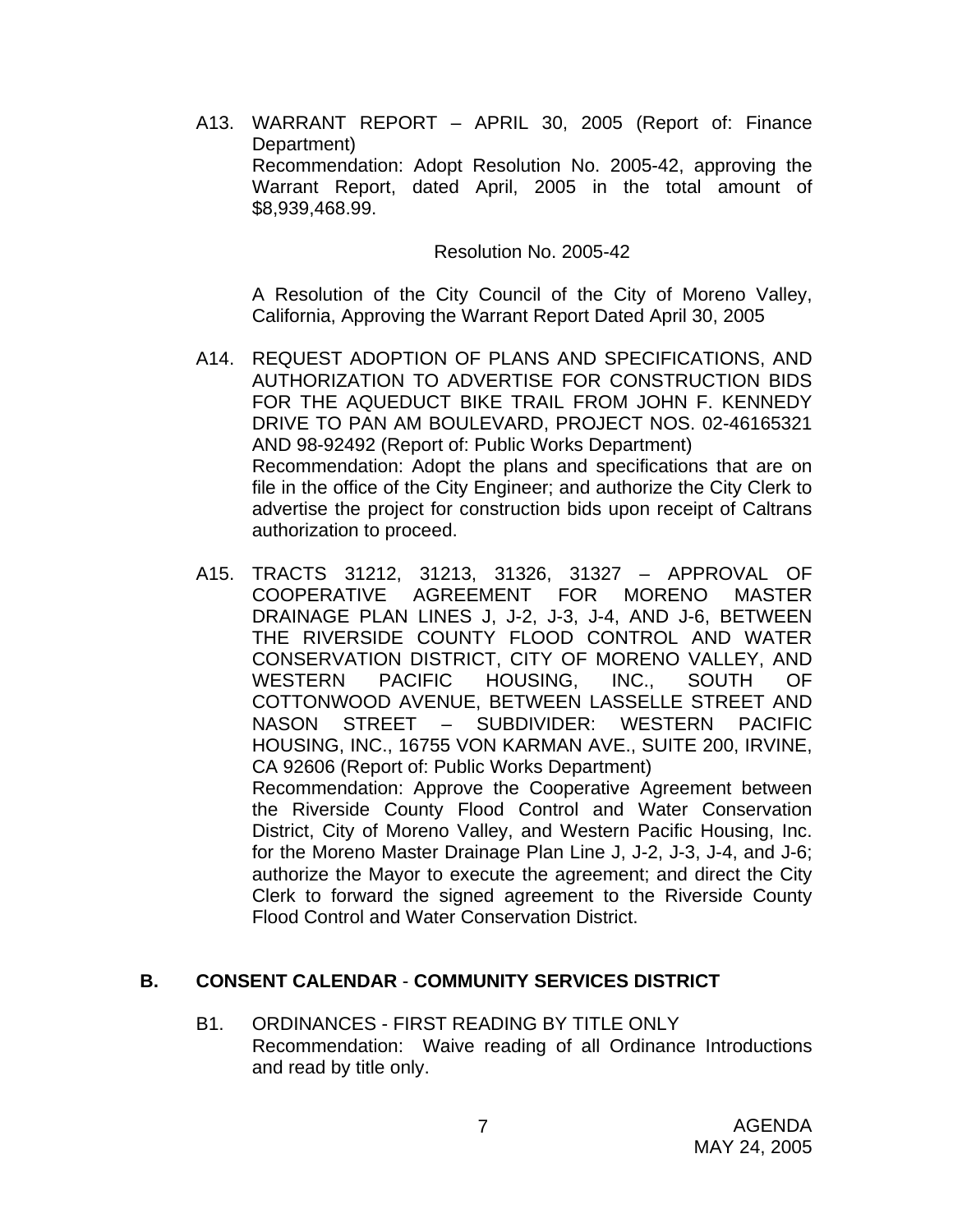A13. WARRANT REPORT – APRIL 30, 2005 (Report of: Finance Department)
Recommendation: Adopt Resolution No. 2005-42, approving the Warrant Report, dated April, 2005 in the total amount of $8,939,468.99.

Resolution No. 2005-42

A Resolution of the City Council of the City of Moreno Valley, California, Approving the Warrant Report Dated April 30, 2005

A14. REQUEST ADOPTION OF PLANS AND SPECIFICATIONS, AND AUTHORIZATION TO ADVERTISE FOR CONSTRUCTION BIDS FOR THE AQUEDUCT BIKE TRAIL FROM JOHN F. KENNEDY DRIVE TO PAN AM BOULEVARD, PROJECT NOS. 02-46165321 AND 98-92492 (Report of: Public Works Department)
Recommendation: Adopt the plans and specifications that are on file in the office of the City Engineer; and authorize the City Clerk to advertise the project for construction bids upon receipt of Caltrans authorization to proceed.

A15. TRACTS 31212, 31213, 31326, 31327 – APPROVAL OF COOPERATIVE AGREEMENT FOR MORENO MASTER DRAINAGE PLAN LINES J, J-2, J-3, J-4, AND J-6, BETWEEN THE RIVERSIDE COUNTY FLOOD CONTROL AND WATER CONSERVATION DISTRICT, CITY OF MORENO VALLEY, AND WESTERN PACIFIC HOUSING, INC., SOUTH OF COTTONWOOD AVENUE, BETWEEN LASSELLE STREET AND NASON STREET – SUBDIVIDER: WESTERN PACIFIC HOUSING, INC., 16755 VON KARMAN AVE., SUITE 200, IRVINE, CA 92606 (Report of: Public Works Department)
Recommendation: Approve the Cooperative Agreement between the Riverside County Flood Control and Water Conservation District, City of Moreno Valley, and Western Pacific Housing, Inc. for the Moreno Master Drainage Plan Line J, J-2, J-3, J-4, and J-6; authorize the Mayor to execute the agreement; and direct the City Clerk to forward the signed agreement to the Riverside County Flood Control and Water Conservation District.

## B. CONSENT CALENDAR - COMMUNITY SERVICES DISTRICT

B1. ORDINANCES - FIRST READING BY TITLE ONLY
Recommendation: Waive reading of all Ordinance Introductions and read by title only.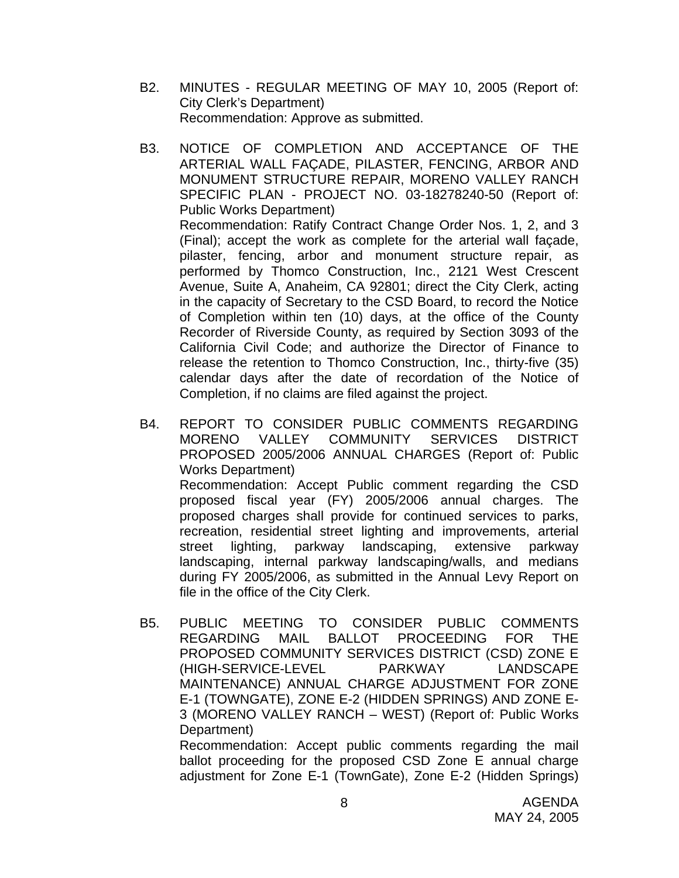B2. MINUTES - REGULAR MEETING OF MAY 10, 2005 (Report of: City Clerk's Department)
Recommendation: Approve as submitted.

B3. NOTICE OF COMPLETION AND ACCEPTANCE OF THE ARTERIAL WALL FAÇADE, PILASTER, FENCING, ARBOR AND MONUMENT STRUCTURE REPAIR, MORENO VALLEY RANCH SPECIFIC PLAN - PROJECT NO. 03-18278240-50 (Report of: Public Works Department)
Recommendation: Ratify Contract Change Order Nos. 1, 2, and 3 (Final); accept the work as complete for the arterial wall façade, pilaster, fencing, arbor and monument structure repair, as performed by Thomco Construction, Inc., 2121 West Crescent Avenue, Suite A, Anaheim, CA 92801; direct the City Clerk, acting in the capacity of Secretary to the CSD Board, to record the Notice of Completion within ten (10) days, at the office of the County Recorder of Riverside County, as required by Section 3093 of the California Civil Code; and authorize the Director of Finance to release the retention to Thomco Construction, Inc., thirty-five (35) calendar days after the date of recordation of the Notice of Completion, if no claims are filed against the project.

B4. REPORT TO CONSIDER PUBLIC COMMENTS REGARDING MORENO VALLEY COMMUNITY SERVICES DISTRICT PROPOSED 2005/2006 ANNUAL CHARGES (Report of: Public Works Department)
Recommendation: Accept Public comment regarding the CSD proposed fiscal year (FY) 2005/2006 annual charges. The proposed charges shall provide for continued services to parks, recreation, residential street lighting and improvements, arterial street lighting, parkway landscaping, extensive parkway landscaping, internal parkway landscaping/walls, and medians during FY 2005/2006, as submitted in the Annual Levy Report on file in the office of the City Clerk.

B5. PUBLIC MEETING TO CONSIDER PUBLIC COMMENTS REGARDING MAIL BALLOT PROCEEDING FOR THE PROPOSED COMMUNITY SERVICES DISTRICT (CSD) ZONE E (HIGH-SERVICE-LEVEL PARKWAY LANDSCAPE MAINTENANCE) ANNUAL CHARGE ADJUSTMENT FOR ZONE E-1 (TOWNGATE), ZONE E-2 (HIDDEN SPRINGS) AND ZONE E-3 (MORENO VALLEY RANCH – WEST) (Report of: Public Works Department)
Recommendation: Accept public comments regarding the mail ballot proceeding for the proposed CSD Zone E annual charge adjustment for Zone E-1 (TownGate), Zone E-2 (Hidden Springs)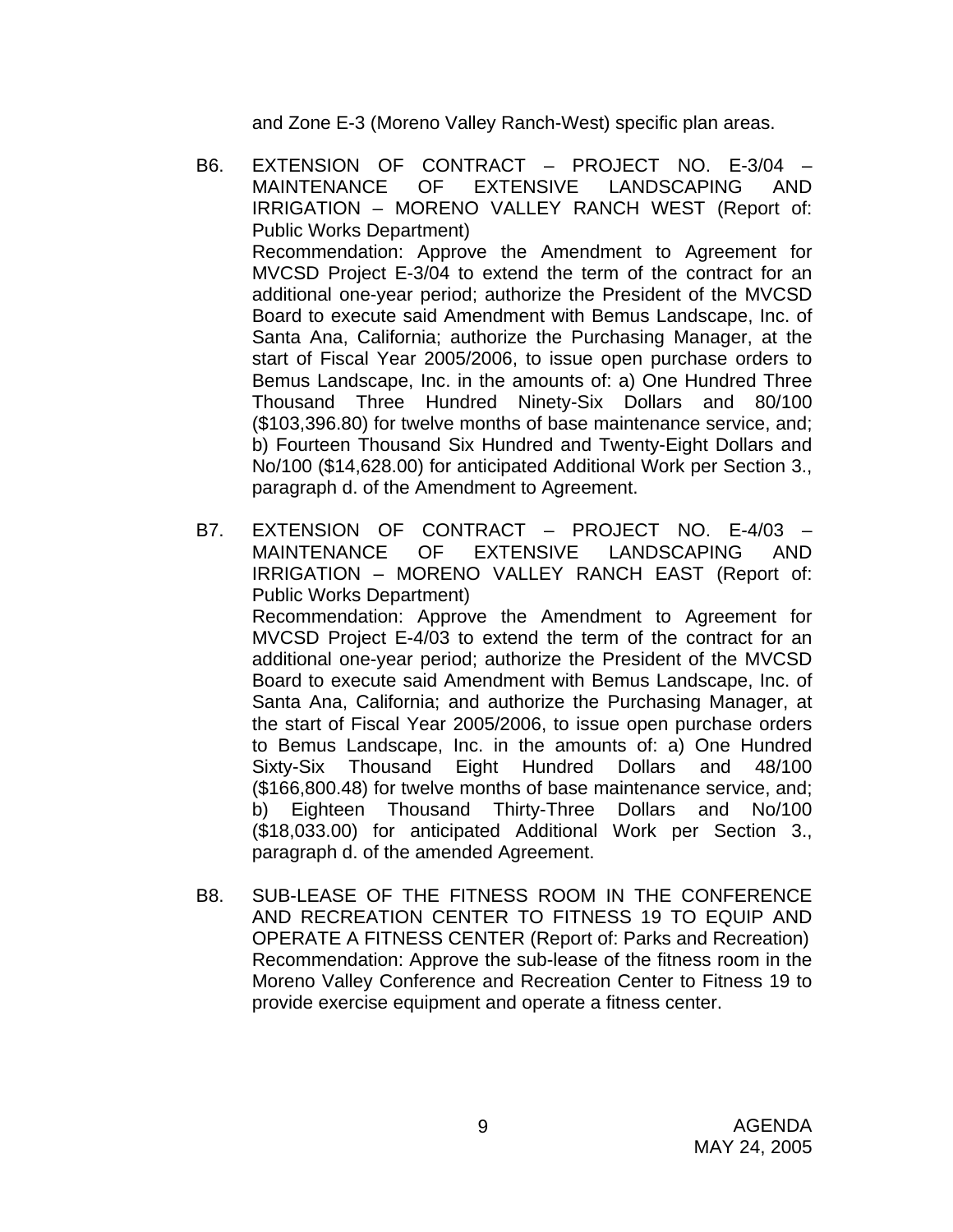and Zone E-3 (Moreno Valley Ranch-West) specific plan areas.

B6. EXTENSION OF CONTRACT – PROJECT NO. E-3/04 – MAINTENANCE OF EXTENSIVE LANDSCAPING AND IRRIGATION – MORENO VALLEY RANCH WEST (Report of: Public Works Department)
Recommendation: Approve the Amendment to Agreement for MVCSD Project E-3/04 to extend the term of the contract for an additional one-year period; authorize the President of the MVCSD Board to execute said Amendment with Bemus Landscape, Inc. of Santa Ana, California; authorize the Purchasing Manager, at the start of Fiscal Year 2005/2006, to issue open purchase orders to Bemus Landscape, Inc. in the amounts of: a) One Hundred Three Thousand Three Hundred Ninety-Six Dollars and 80/100 ($103,396.80) for twelve months of base maintenance service, and; b) Fourteen Thousand Six Hundred and Twenty-Eight Dollars and No/100 ($14,628.00) for anticipated Additional Work per Section 3., paragraph d. of the Amendment to Agreement.

B7. EXTENSION OF CONTRACT – PROJECT NO. E-4/03 – MAINTENANCE OF EXTENSIVE LANDSCAPING AND IRRIGATION – MORENO VALLEY RANCH EAST (Report of: Public Works Department)
Recommendation: Approve the Amendment to Agreement for MVCSD Project E-4/03 to extend the term of the contract for an additional one-year period; authorize the President of the MVCSD Board to execute said Amendment with Bemus Landscape, Inc. of Santa Ana, California; and authorize the Purchasing Manager, at the start of Fiscal Year 2005/2006, to issue open purchase orders to Bemus Landscape, Inc. in the amounts of: a) One Hundred Sixty-Six Thousand Eight Hundred Dollars and 48/100 ($166,800.48) for twelve months of base maintenance service, and; b) Eighteen Thousand Thirty-Three Dollars and No/100 ($18,033.00) for anticipated Additional Work per Section 3., paragraph d. of the amended Agreement.

B8. SUB-LEASE OF THE FITNESS ROOM IN THE CONFERENCE AND RECREATION CENTER TO FITNESS 19 TO EQUIP AND OPERATE A FITNESS CENTER (Report of: Parks and Recreation)
Recommendation: Approve the sub-lease of the fitness room in the Moreno Valley Conference and Recreation Center to Fitness 19 to provide exercise equipment and operate a fitness center.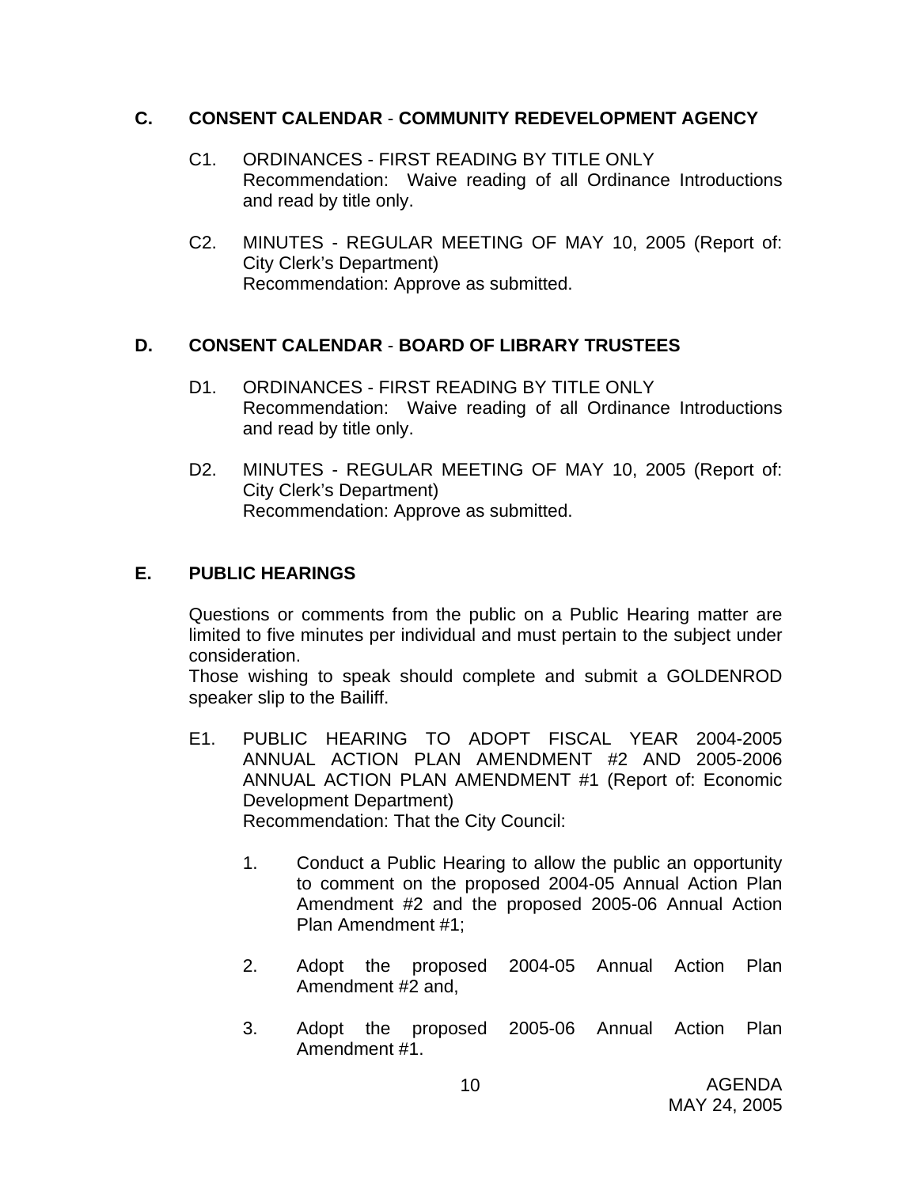## C. CONSENT CALENDAR - COMMUNITY REDEVELOPMENT AGENCY

C1. ORDINANCES - FIRST READING BY TITLE ONLY
Recommendation: Waive reading of all Ordinance Introductions and read by title only.

C2. MINUTES - REGULAR MEETING OF MAY 10, 2005 (Report of: City Clerk's Department)
Recommendation: Approve as submitted.

## D. CONSENT CALENDAR - BOARD OF LIBRARY TRUSTEES

D1. ORDINANCES - FIRST READING BY TITLE ONLY
Recommendation: Waive reading of all Ordinance Introductions and read by title only.

D2. MINUTES - REGULAR MEETING OF MAY 10, 2005 (Report of: City Clerk's Department)
Recommendation: Approve as submitted.

## E. PUBLIC HEARINGS

Questions or comments from the public on a Public Hearing matter are limited to five minutes per individual and must pertain to the subject under consideration.
Those wishing to speak should complete and submit a GOLDENROD speaker slip to the Bailiff.

E1. PUBLIC HEARING TO ADOPT FISCAL YEAR 2004-2005 ANNUAL ACTION PLAN AMENDMENT #2 AND 2005-2006 ANNUAL ACTION PLAN AMENDMENT #1 (Report of: Economic Development Department)
Recommendation: That the City Council:

1. Conduct a Public Hearing to allow the public an opportunity to comment on the proposed 2004-05 Annual Action Plan Amendment #2 and the proposed 2005-06 Annual Action Plan Amendment #1;

2. Adopt the proposed 2004-05 Annual Action Plan Amendment #2 and,

3. Adopt the proposed 2005-06 Annual Action Plan Amendment #1.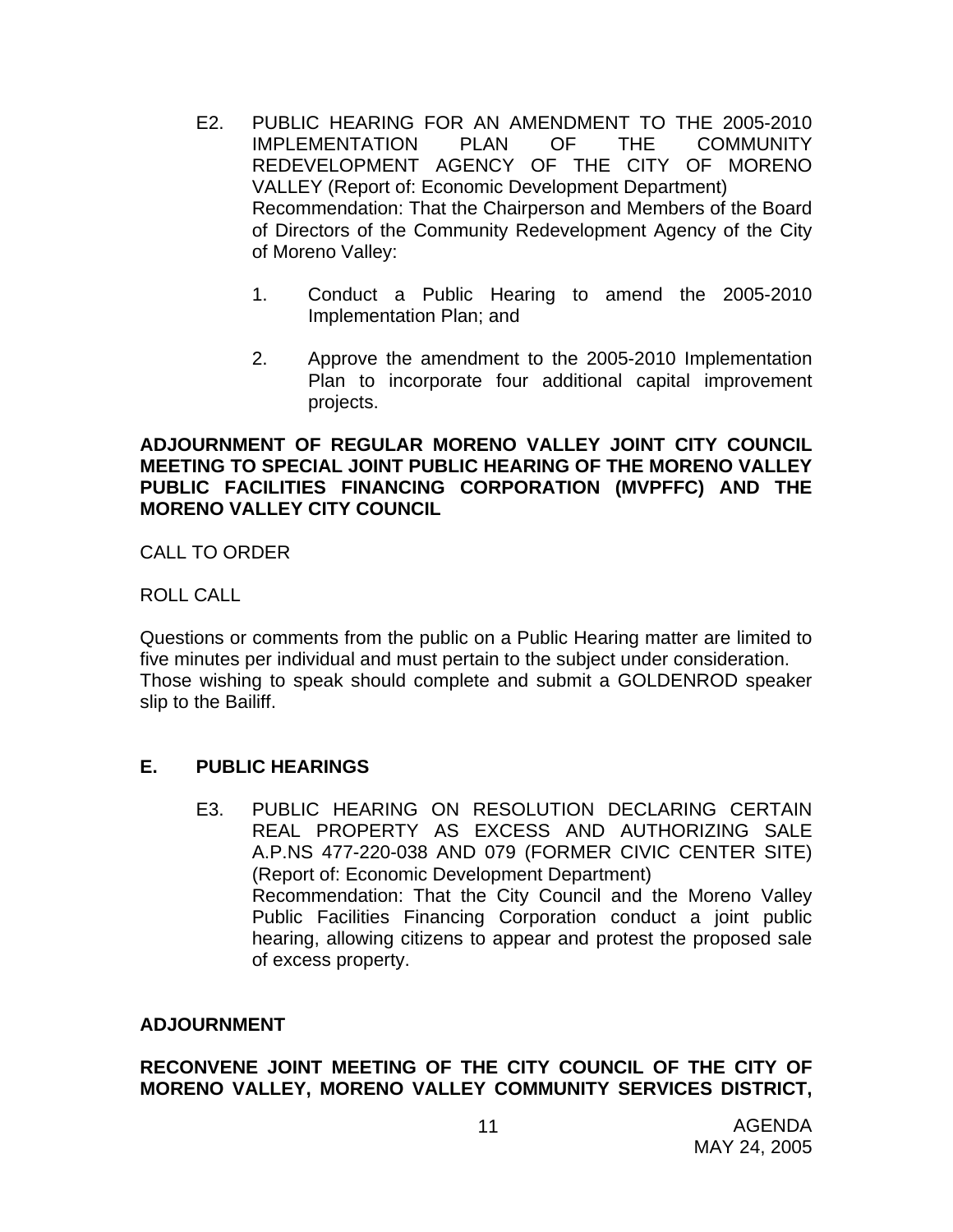E2. PUBLIC HEARING FOR AN AMENDMENT TO THE 2005-2010 IMPLEMENTATION PLAN OF THE COMMUNITY REDEVELOPMENT AGENCY OF THE CITY OF MORENO VALLEY (Report of: Economic Development Department)
Recommendation: That the Chairperson and Members of the Board of Directors of the Community Redevelopment Agency of the City of Moreno Valley:

1. Conduct a Public Hearing to amend the 2005-2010 Implementation Plan; and

2. Approve the amendment to the 2005-2010 Implementation Plan to incorporate four additional capital improvement projects.

**ADJOURNMENT OF REGULAR MORENO VALLEY JOINT CITY COUNCIL MEETING TO SPECIAL JOINT PUBLIC HEARING OF THE MORENO VALLEY PUBLIC FACILITIES FINANCING CORPORATION (MVPFFC) AND THE MORENO VALLEY CITY COUNCIL**

CALL TO ORDER

ROLL CALL

Questions or comments from the public on a Public Hearing matter are limited to five minutes per individual and must pertain to the subject under consideration. Those wishing to speak should complete and submit a GOLDENROD speaker slip to the Bailiff.

## E. PUBLIC HEARINGS

E3. PUBLIC HEARING ON RESOLUTION DECLARING CERTAIN REAL PROPERTY AS EXCESS AND AUTHORIZING SALE A.P.NS 477-220-038 AND 079 (FORMER CIVIC CENTER SITE) (Report of: Economic Development Department)
Recommendation: That the City Council and the Moreno Valley Public Facilities Financing Corporation conduct a joint public hearing, allowing citizens to appear and protest the proposed sale of excess property.

**ADJOURNMENT**

**RECONVENE JOINT MEETING OF THE CITY COUNCIL OF THE CITY OF MORENO VALLEY, MORENO VALLEY COMMUNITY SERVICES DISTRICT,**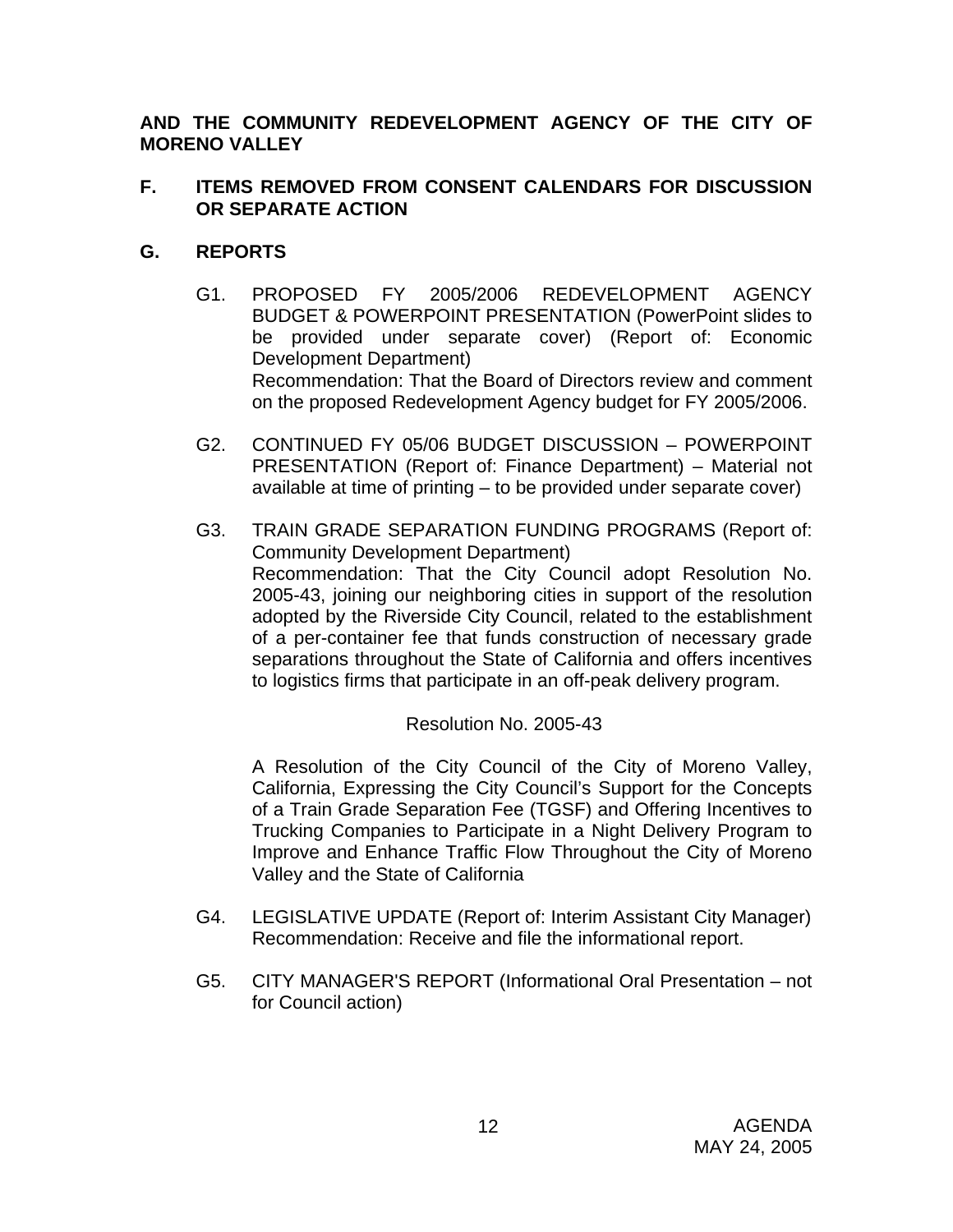**AND THE COMMUNITY REDEVELOPMENT AGENCY OF THE CITY OF MORENO VALLEY**

## F. ITEMS REMOVED FROM CONSENT CALENDARS FOR DISCUSSION OR SEPARATE ACTION

## G. REPORTS

G1. PROPOSED FY 2005/2006 REDEVELOPMENT AGENCY BUDGET & POWERPOINT PRESENTATION (PowerPoint slides to be provided under separate cover) (Report of: Economic Development Department)
Recommendation: That the Board of Directors review and comment on the proposed Redevelopment Agency budget for FY 2005/2006.

G2. CONTINUED FY 05/06 BUDGET DISCUSSION – POWERPOINT PRESENTATION (Report of: Finance Department) – Material not available at time of printing – to be provided under separate cover)

G3. TRAIN GRADE SEPARATION FUNDING PROGRAMS (Report of: Community Development Department)
Recommendation: That the City Council adopt Resolution No. 2005-43, joining our neighboring cities in support of the resolution adopted by the Riverside City Council, related to the establishment of a per-container fee that funds construction of necessary grade separations throughout the State of California and offers incentives to logistics firms that participate in an off-peak delivery program.

Resolution No. 2005-43

A Resolution of the City Council of the City of Moreno Valley, California, Expressing the City Council's Support for the Concepts of a Train Grade Separation Fee (TGSF) and Offering Incentives to Trucking Companies to Participate in a Night Delivery Program to Improve and Enhance Traffic Flow Throughout the City of Moreno Valley and the State of California

G4. LEGISLATIVE UPDATE (Report of: Interim Assistant City Manager)
Recommendation: Receive and file the informational report.

G5. CITY MANAGER'S REPORT (Informational Oral Presentation – not for Council action)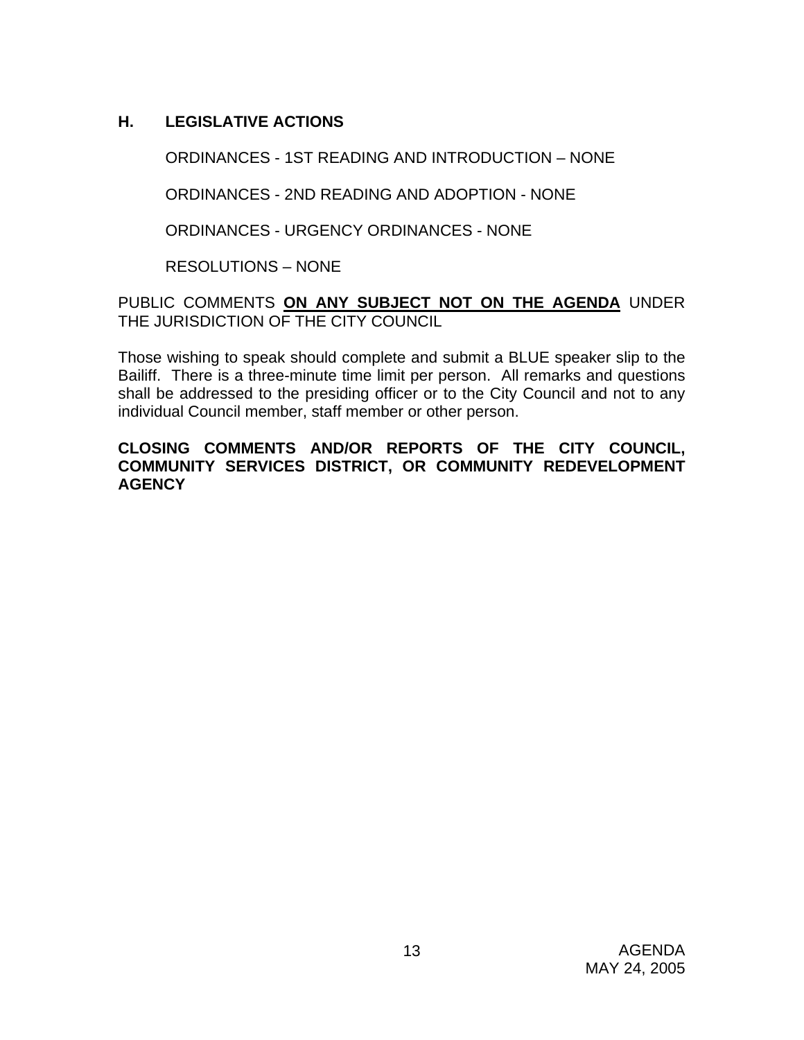## H. LEGISLATIVE ACTIONS

ORDINANCES - 1ST READING AND INTRODUCTION – NONE

ORDINANCES - 2ND READING AND ADOPTION - NONE

ORDINANCES - URGENCY ORDINANCES - NONE

RESOLUTIONS – NONE

PUBLIC COMMENTS **ON ANY SUBJECT NOT ON THE AGENDA** UNDER THE JURISDICTION OF THE CITY COUNCIL

Those wishing to speak should complete and submit a BLUE speaker slip to the Bailiff. There is a three-minute time limit per person. All remarks and questions shall be addressed to the presiding officer or to the City Council and not to any individual Council member, staff member or other person.

**CLOSING COMMENTS AND/OR REPORTS OF THE CITY COUNCIL, COMMUNITY SERVICES DISTRICT, OR COMMUNITY REDEVELOPMENT AGENCY**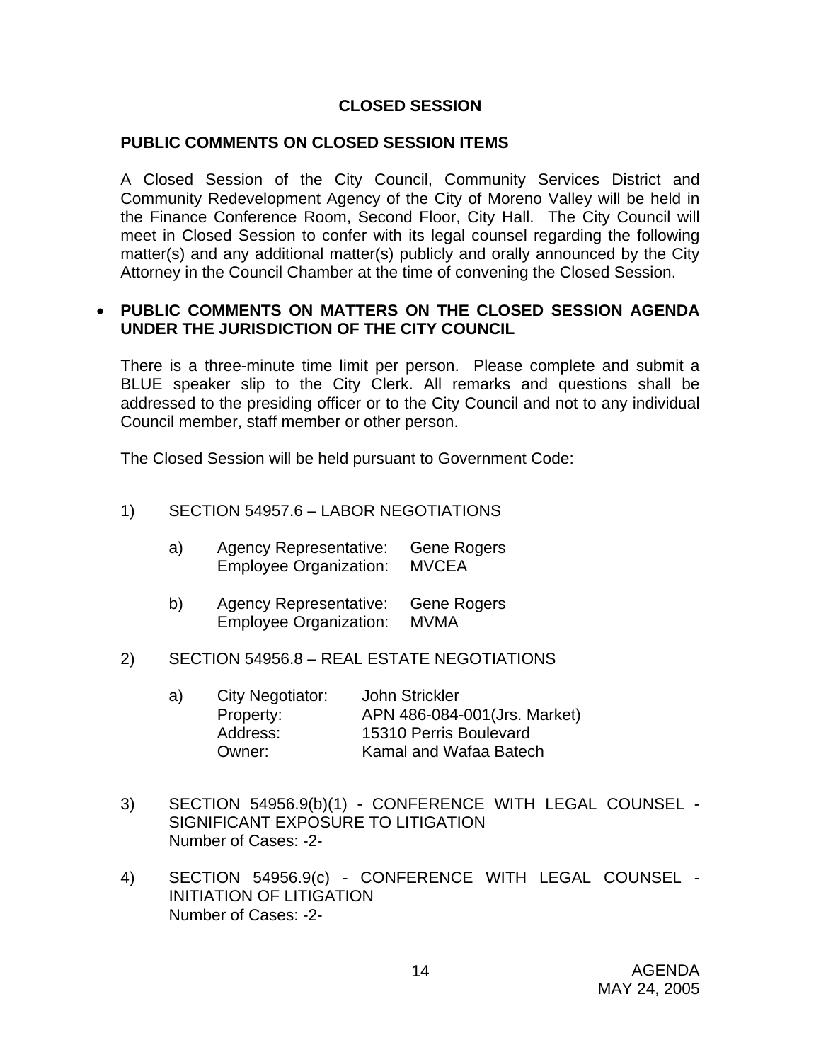## CLOSED SESSION

### PUBLIC COMMENTS ON CLOSED SESSION ITEMS

A Closed Session of the City Council, Community Services District and Community Redevelopment Agency of the City of Moreno Valley will be held in the Finance Conference Room, Second Floor, City Hall. The City Council will meet in Closed Session to confer with its legal counsel regarding the following matter(s) and any additional matter(s) publicly and orally announced by the City Attorney in the Council Chamber at the time of convening the Closed Session.

- **PUBLIC COMMENTS ON MATTERS ON THE CLOSED SESSION AGENDA UNDER THE JURISDICTION OF THE CITY COUNCIL**

There is a three-minute time limit per person. Please complete and submit a BLUE speaker slip to the City Clerk. All remarks and questions shall be addressed to the presiding officer or to the City Council and not to any individual Council member, staff member or other person.

The Closed Session will be held pursuant to Government Code:

1) SECTION 54957.6 – LABOR NEGOTIATIONS

   a) Agency Representative: Gene Rogers
      Employee Organization: MVCEA

   b) Agency Representative: Gene Rogers
      Employee Organization: MVMA

2) SECTION 54956.8 – REAL ESTATE NEGOTIATIONS

   a) City Negotiator: John Strickler
      Property: APN 486-084-001(Jrs. Market)
      Address: 15310 Perris Boulevard
      Owner: Kamal and Wafaa Batech

3) SECTION 54956.9(b)(1) - CONFERENCE WITH LEGAL COUNSEL - SIGNIFICANT EXPOSURE TO LITIGATION
   Number of Cases: -2-

4) SECTION 54956.9(c) - CONFERENCE WITH LEGAL COUNSEL - INITIATION OF LITIGATION
   Number of Cases: -2-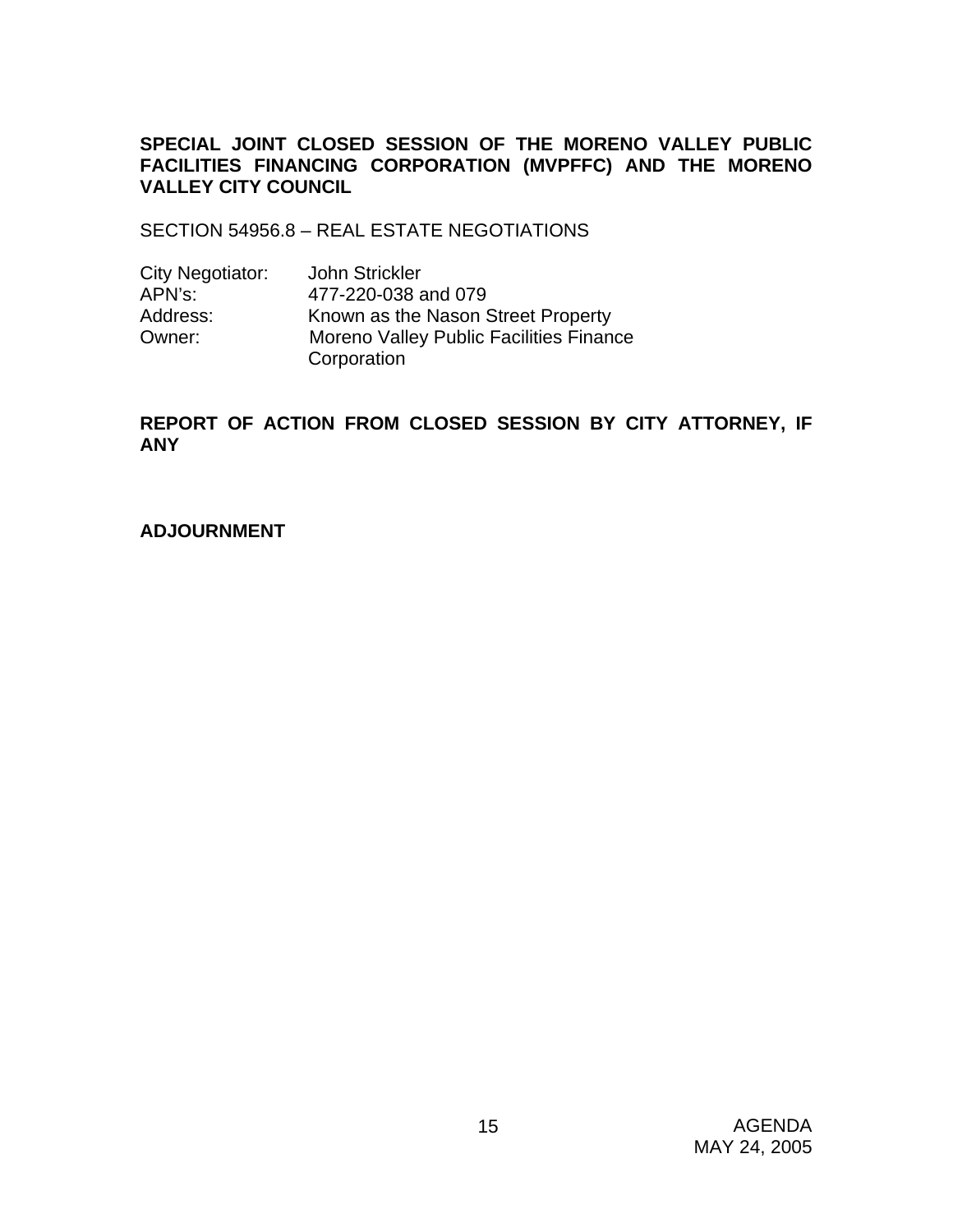**SPECIAL JOINT CLOSED SESSION OF THE MORENO VALLEY PUBLIC FACILITIES FINANCING CORPORATION (MVPFFC) AND THE MORENO VALLEY CITY COUNCIL**

SECTION 54956.8 – REAL ESTATE NEGOTIATIONS

| | |
|---|---|
| City Negotiator: | John Strickler |
| APN's: | 477-220-038 and 079 |
| Address: | Known as the Nason Street Property |
| Owner: | Moreno Valley Public Facilities Finance Corporation |

**REPORT OF ACTION FROM CLOSED SESSION BY CITY ATTORNEY, IF ANY**

**ADJOURNMENT**